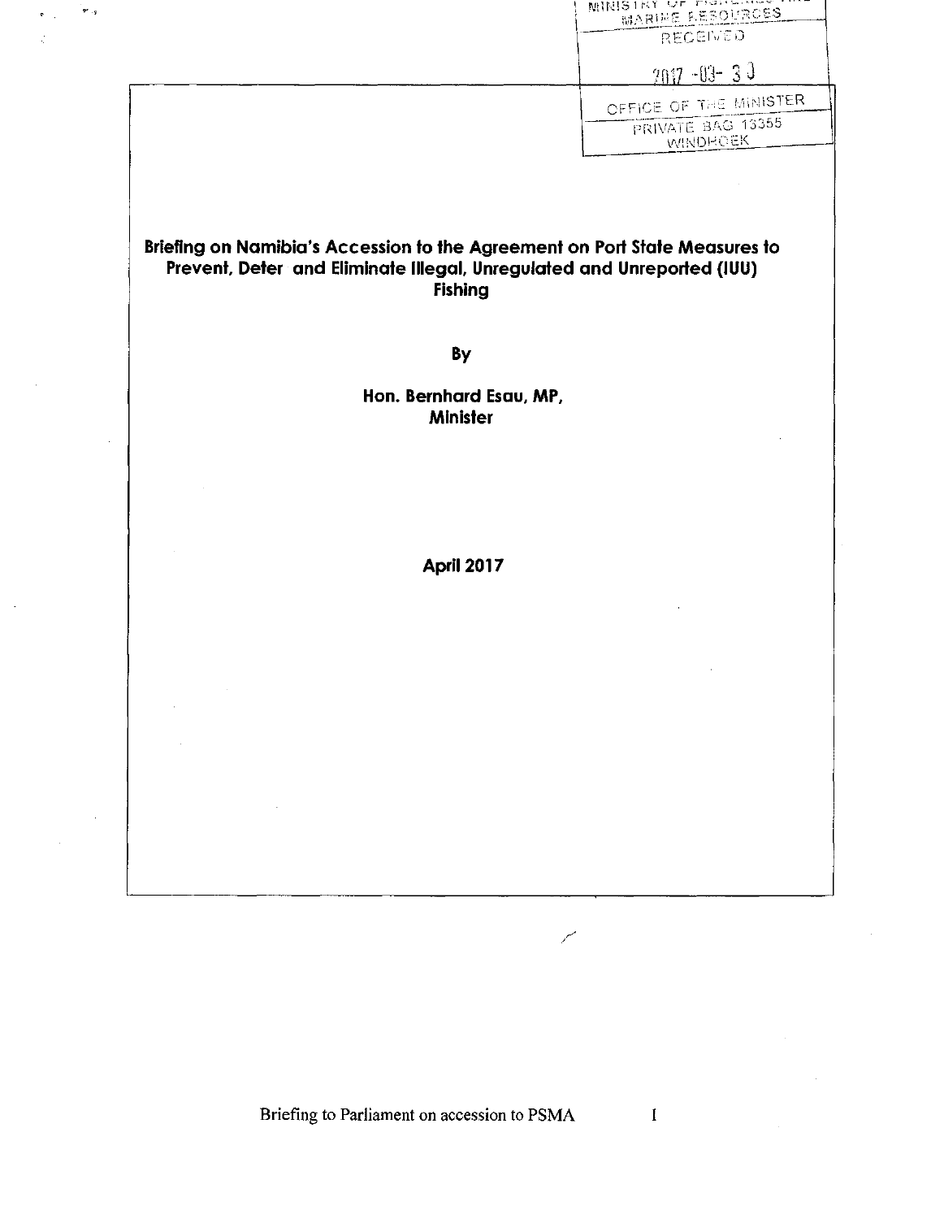MINISTRY OF FISHERIES AND MARINE RESOURCES
RECEIVED
2017 -03- 30
OFFICE OF THE MINISTER
PRIVATE BAG 13355
WINDHOEK

**Briefing on Namibia's Accession to the Agreement on Port State Measures to Prevent, Deter and Eliminate Illegal, Unregulated and Unreported (IUU) Fishing**

**By**

**Hon. Bernhard Esau, MP,**
**Minister**

**April 2017**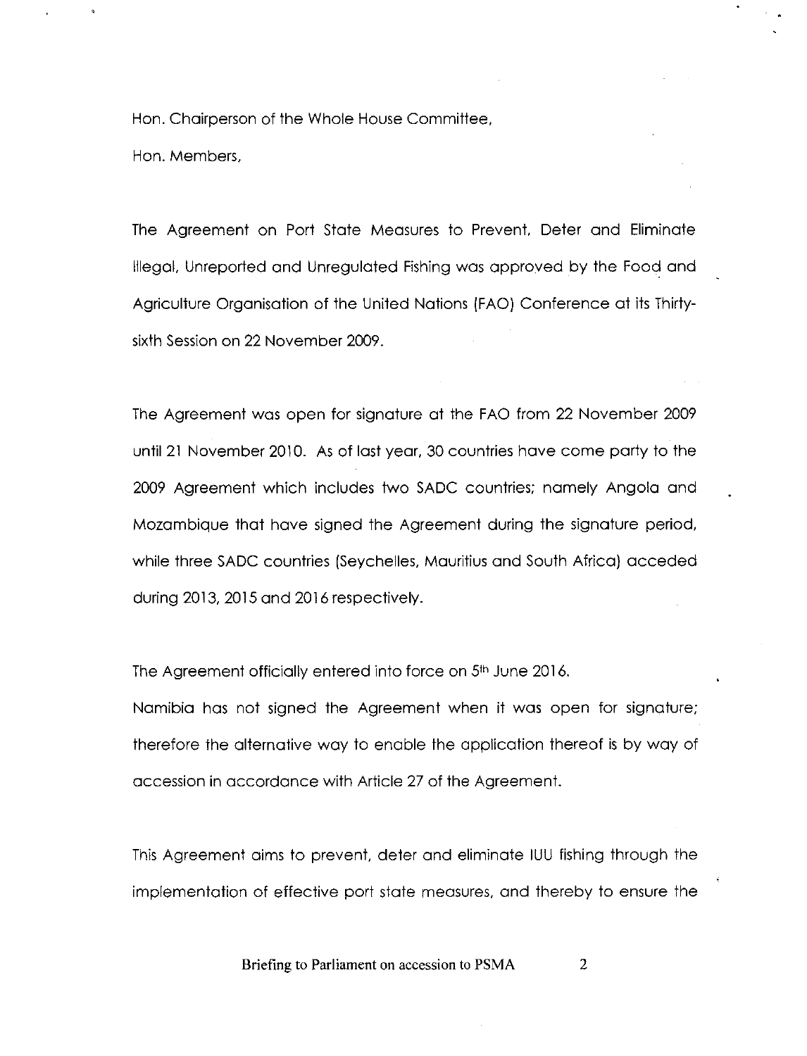Hon. Chairperson of the Whole House Committee,

Hon. Members,

The Agreement on Port State Measures to Prevent, Deter and Eliminate Illegal, Unreported and Unregulated Fishing was approved by the Food and Agriculture Organisation of the United Nations (FAO) Conference at its Thirty-sixth Session on 22 November 2009.

The Agreement was open for signature at the FAO from 22 November 2009 until 21 November 2010. As of last year, 30 countries have come party to the 2009 Agreement which includes two SADC countries; namely Angola and Mozambique that have signed the Agreement during the signature period, while three SADC countries (Seychelles, Mauritius and South Africa) acceded during 2013, 2015 and 2016 respectively.

The Agreement officially entered into force on 5th June 2016.

Namibia has not signed the Agreement when it was open for signature; therefore the alternative way to enable the application thereof is by way of accession in accordance with Article 27 of the Agreement.

This Agreement aims to prevent, deter and eliminate IUU fishing through the implementation of effective port state measures, and thereby to ensure the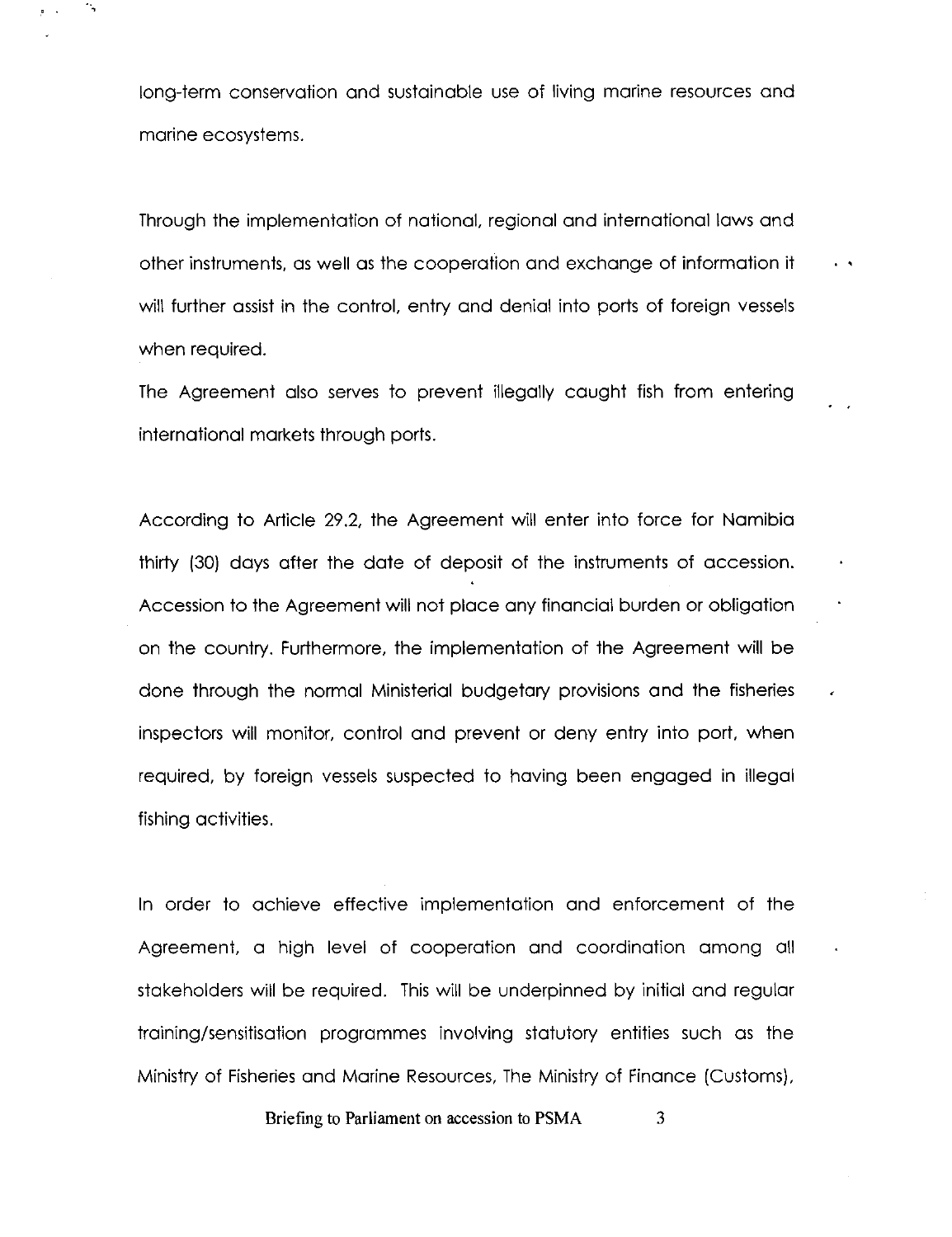long-term conservation and sustainable use of living marine resources and marine ecosystems.

Through the implementation of national, regional and international laws and other instruments, as well as the cooperation and exchange of information it will further assist in the control, entry and denial into ports of foreign vessels when required.

The Agreement also serves to prevent illegally caught fish from entering international markets through ports.

According to Article 29.2, the Agreement will enter into force for Namibia thirty (30) days after the date of deposit of the instruments of accession. Accession to the Agreement will not place any financial burden or obligation on the country. Furthermore, the implementation of the Agreement will be done through the normal Ministerial budgetary provisions and the fisheries inspectors will monitor, control and prevent or deny entry into port, when required, by foreign vessels suspected to having been engaged in illegal fishing activities.

In order to achieve effective implementation and enforcement of the Agreement, a high level of cooperation and coordination among all stakeholders will be required. This will be underpinned by initial and regular training/sensitisation programmes involving statutory entities such as the Ministry of Fisheries and Marine Resources, The Ministry of Finance (Customs),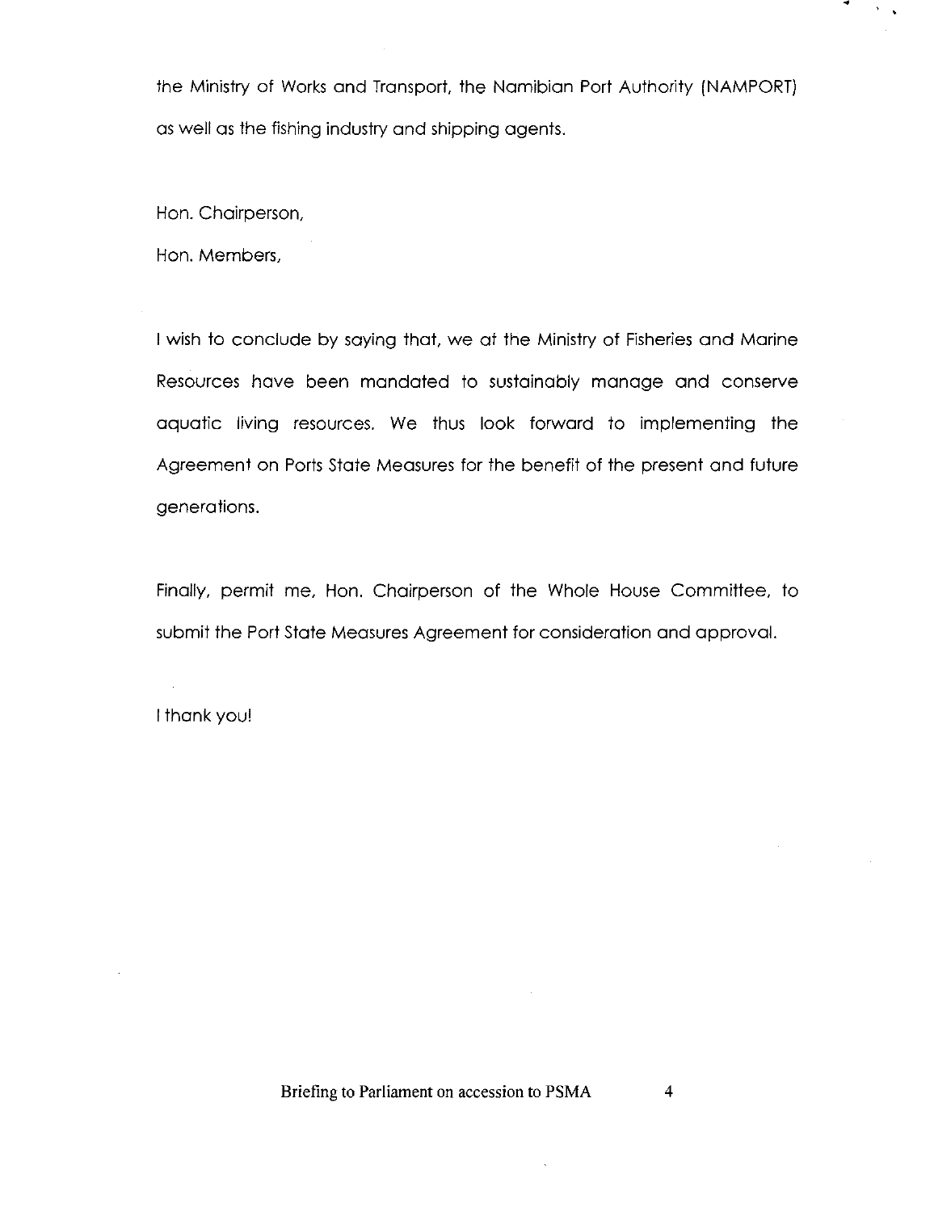the Ministry of Works and Transport, the Namibian Port Authority (NAMPORT) as well as the fishing industry and shipping agents.

Hon. Chairperson,

Hon. Members,

I wish to conclude by saying that, we at the Ministry of Fisheries and Marine Resources have been mandated to sustainably manage and conserve aquatic living resources. We thus look forward to implementing the Agreement on Ports State Measures for the benefit of the present and future generations.

Finally, permit me, Hon. Chairperson of the Whole House Committee, to submit the Port State Measures Agreement for consideration and approval.

I thank you!